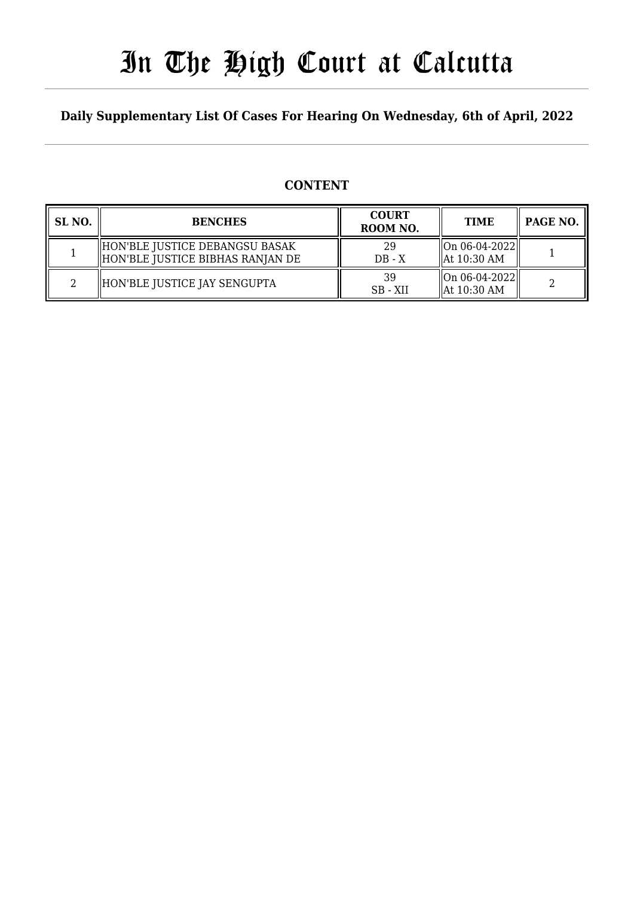# In The High Court at Calcutta

**Daily Supplementary List Of Cases For Hearing On Wednesday, 6th of April, 2022**

## CONTENT

| SL NO. | BENCHES | COURT ROOM NO. | TIME | PAGE NO. |
|---|---|---|---|---|
| 1 | HON'BLE JUSTICE DEBANGSU BASAK<br>HON'BLE JUSTICE BIBHAS RANJAN DE | 29<br>DB - X | On 06-04-2022<br>At 10:30 AM | 1 |
| 2 | HON'BLE JUSTICE JAY SENGUPTA | 39<br>SB - XII | On 06-04-2022<br>At 10:30 AM | 2 |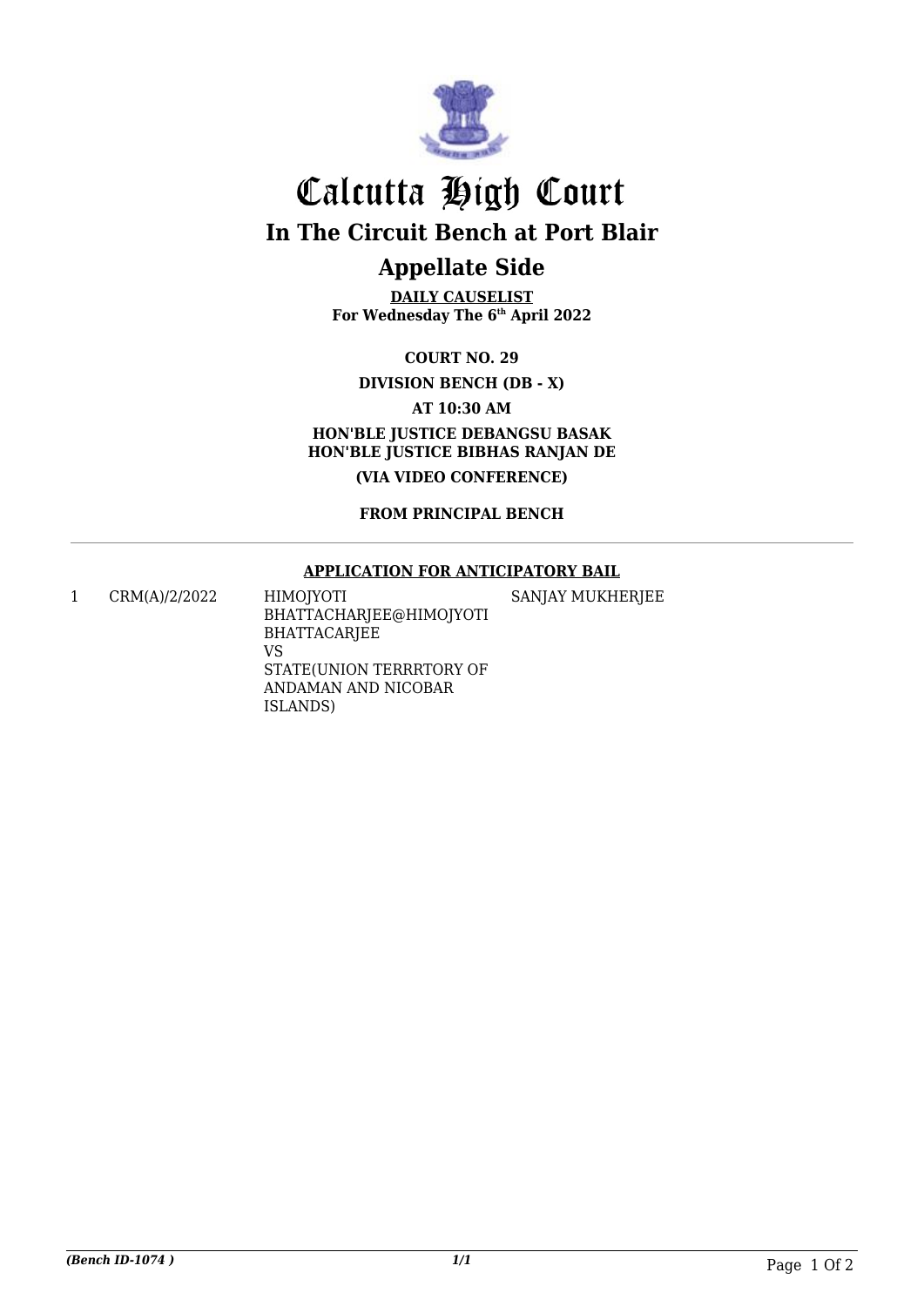# Calcutta High Court

## In The Circuit Bench at Port Blair

## Appellate Side

**DAILY CAUSELIST**
**For Wednesday The 6th April 2022**

**COURT NO. 29**

**DIVISION BENCH (DB - X)**

**AT 10:30 AM**

**HON'BLE JUSTICE DEBANGSU BASAK**
**HON'BLE JUSTICE BIBHAS RANJAN DE**

**(VIA VIDEO CONFERENCE)**

**FROM PRINCIPAL BENCH**

**APPLICATION FOR ANTICIPATORY BAIL**

| | | | |
|---|---|---|---|
| 1 | CRM(A)/2/2022 | HIMOJYOTI BHATTACHARJEE@HIMOJYOTI BHATTACARJEE VS STATE(UNION TERRRTORY OF ANDAMAN AND NICOBAR ISLANDS) | SANJAY MUKHERJEE |

*(Bench ID-1074 )* 1/1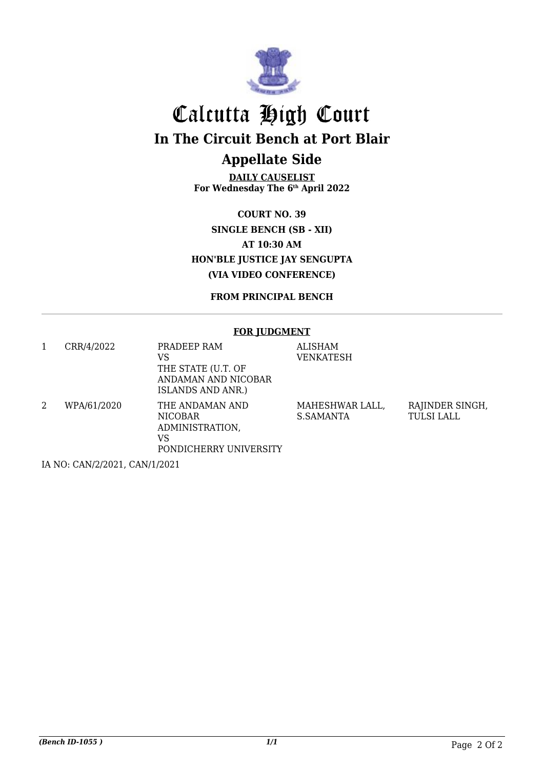# Calcutta High Court

## In The Circuit Bench at Port Blair

## Appellate Side

**DAILY CAUSELIST**
**For Wednesday The 6th April 2022**

**COURT NO. 39**
**SINGLE BENCH (SB - XII)**
**AT 10:30 AM**
**HON'BLE JUSTICE JAY SENGUPTA**
**(VIA VIDEO CONFERENCE)**

**FROM PRINCIPAL BENCH**

**FOR JUDGMENT**

| | | | | |
|---|---|---|---|---|
| 1 | CRR/4/2022 | PRADEEP RAM VS THE STATE (U.T. OF ANDAMAN AND NICOBAR ISLANDS AND ANR.) | ALISHAM VENKATESH | |
| 2 | WPA/61/2020 | THE ANDAMAN AND NICOBAR ADMINISTRATION, VS PONDICHERRY UNIVERSITY | MAHESHWAR LALL, S.SAMANTA | RAJINDER SINGH, TULSI LALL |

IA NO: CAN/2/2021, CAN/1/2021

*(Bench ID-1055 )*